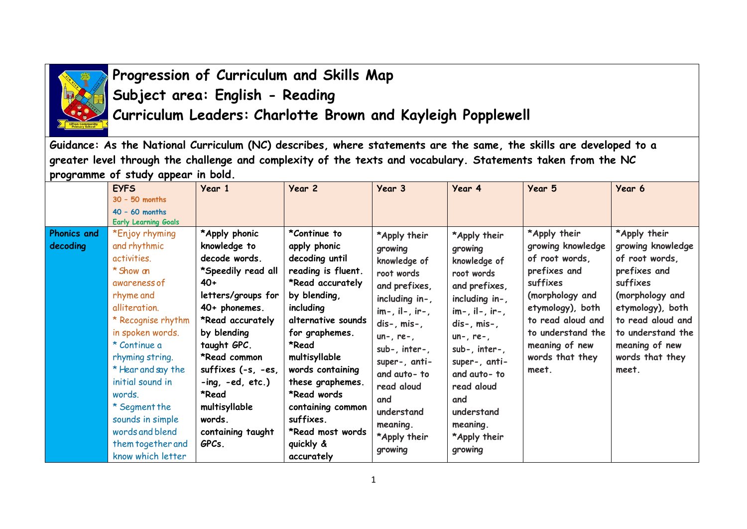# Progression of Curriculum and Skills Map

## Subject area: English - Reading

## Curriculum Leaders: Charlotte Brown and Kayleigh Popplewell

**Guidance: As the National Curriculum (NC) describes, where statements are the same, the skills are developed to a greater level through the challenge and complexity of the texts and vocabulary. Statements taken from the NC programme of study appear in bold.**

| | EYFS<br>30 – 50 months<br>40 – 60 months<br>Early Learning Goals | Year 1 | Year 2 | Year 3 | Year 4 | Year 5 | Year 6 |
|---|---|---|---|---|---|---|---|
| Phonics and decoding | *Enjoy rhyming and rhythmic activities.<br>* Show an awareness of rhyme and alliteration.<br>* Recognise rhythm in spoken words.<br>* Continue a rhyming string.<br>* Hear and say the initial sound in words.<br>* Segment the sounds in simple words and blend them together and know which letter | **\*Apply phonic knowledge to decode words.<br>\*Speedily read all 40+ letters/groups for 40+ phonemes.<br>\*Read accurately by blending taught GPC.<br>\*Read common suffixes (-s, -es, -ing, -ed, etc.)<br>\*Read multisyllable words. containing taught GPCs.** | **\*Continue to apply phonic decoding until reading is fluent.<br>\*Read accurately by blending, including alternative sounds for graphemes.<br>\*Read multisyllable words containing these graphemes.<br>\*Read words containing common suffixes.<br>\*Read most words quickly & accurately** | **\*Apply their growing knowledge of root words and prefixes, including in-, im-, il-, ir-, dis-, mis-, un-, re-, sub-, inter-, super-, anti- and auto- to read aloud and understand meaning.<br>\*Apply their growing** | **\*Apply their growing knowledge of root words and prefixes, including in-, im-, il-, ir-, dis-, mis-, un-, re-, sub-, inter-, super-, anti- and auto- to read aloud and understand meaning.<br>\*Apply their growing** | **\*Apply their growing knowledge of root words, prefixes and suffixes (morphology and etymology), both to read aloud and to understand the meaning of new words that they meet.** | **\*Apply their growing knowledge of root words, prefixes and suffixes (morphology and etymology), both to read aloud and to understand the meaning of new words that they meet.** |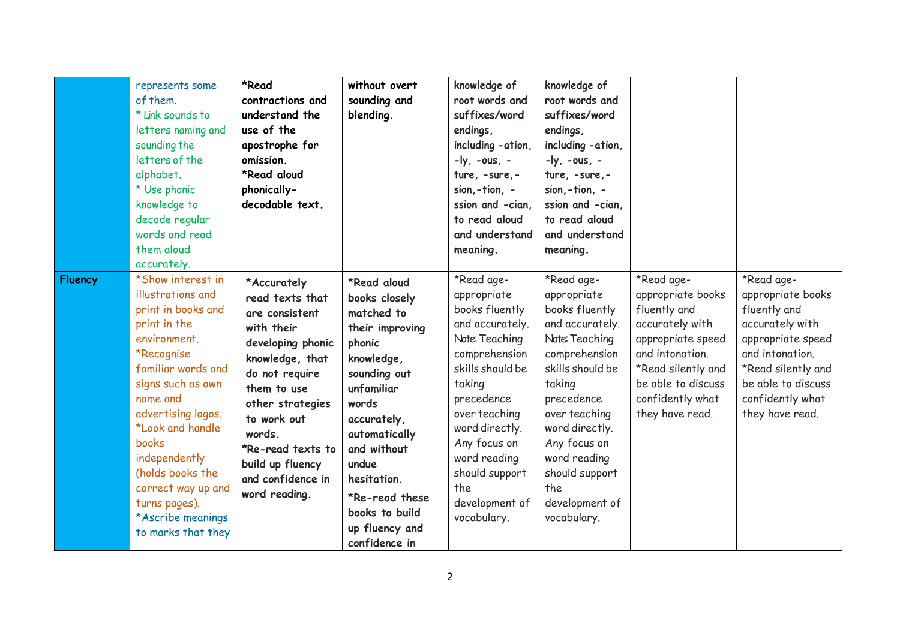| | | | | | | | |
|---|---|---|---|---|---|---|---|
| | represents some of them. * Link sounds to letters naming and sounding the letters of the alphabet. * Use phonic knowledge to decode regular words and read them aloud accurately. | **\*Read contractions and understand the use of the apostrophe for omission. \*Read aloud phonically-decodable text.** | **without overt sounding and blending.** | **knowledge of root words and suffixes/word endings, including -ation, -ly, -ous, -ture, -sure,-sion,-tion, -ssion and -cian, to read aloud and understand meaning.** | **knowledge of root words and suffixes/word endings, including -ation, -ly, -ous, -ture, -sure,-sion,-tion, -ssion and -cian, to read aloud and understand meaning.** | | |
| **Fluency** | *Show interest in illustrations and print in books and print in the environment. *Recognise familiar words and signs such as own name and advertising logos. *Look and handle books independently (holds books the correct way up and turns pages). *Ascribe meanings to marks that they | **\*Accurately read texts that are consistent with their developing phonic knowledge, that do not require them to use other strategies to work out words. \*Re-read texts to build up fluency and confidence in word reading.** | **\*Read aloud books closely matched to their improving phonic knowledge, sounding out unfamiliar words accurately, automatically and without undue hesitation. \*Re-read these books to build up fluency and confidence in** | *Read age-appropriate books fluently and accurately. Note: Teaching comprehension skills should be taking precedence over teaching word directly. Any focus on word reading should support the development of vocabulary. | *Read age-appropriate books fluently and accurately. Note: Teaching comprehension skills should be taking precedence over teaching word directly. Any focus on word reading should support the development of vocabulary. | *Read age-appropriate books fluently and accurately with appropriate speed and intonation. *Read silently and be able to discuss confidently what they have read. | *Read age-appropriate books fluently and accurately with appropriate speed and intonation. *Read silently and be able to discuss confidently what they have read. |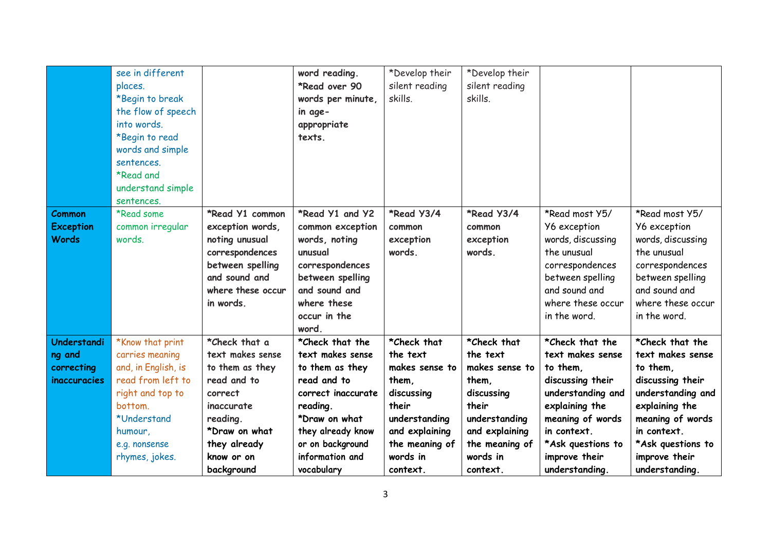| | | | | | | | |
|---|---|---|---|---|---|---|---|
| | see in different places. *Begin to break the flow of speech into words. *Begin to read words and simple sentences. *Read and understand simple sentences. | | **word reading. *Read over 90 words per minute, in age-appropriate texts.** | *Develop their silent reading skills. | *Develop their silent reading skills. | | |
| **Common Exception Words** | *Read some common irregular words. | **\*Read Y1 common exception words, noting unusual correspondences between spelling and sound and where these occur in words.** | **\*Read Y1 and Y2 common exception words, noting unusual correspondences between spelling and sound and where these occur in the word.** | **\*Read Y3/4 common exception words.** | **\*Read Y3/4 common exception words.** | *Read most Y5/ Y6 exception words, discussing the unusual correspondences between spelling and sound and where these occur in the word. | *Read most Y5/ Y6 exception words, discussing the unusual correspondences between spelling and sound and where these occur in the word. |
| **Understanding and correcting inaccuracies** | *Know that print carries meaning and, in English, is read from left to right and top to bottom. *Understand humour, e.g. nonsense rhymes, jokes. | **\*Check that a text makes sense to them as they read and to correct inaccurate reading. \*Draw on what they already know or on background** | **\*Check that the text makes sense to them as they read and to correct inaccurate reading. \*Draw on what they already know or on background information and vocabulary** | **\*Check that the text makes sense to them, discussing their understanding and explaining the meaning of words in context.** | **\*Check that the text makes sense to them, discussing their understanding and explaining the meaning of words in context.** | **\*Check that the text makes sense to them, discussing their understanding and explaining the meaning of words in context. \*Ask questions to improve their understanding.** | **\*Check that the text makes sense to them, discussing their understanding and explaining the meaning of words in context. \*Ask questions to improve their understanding.** |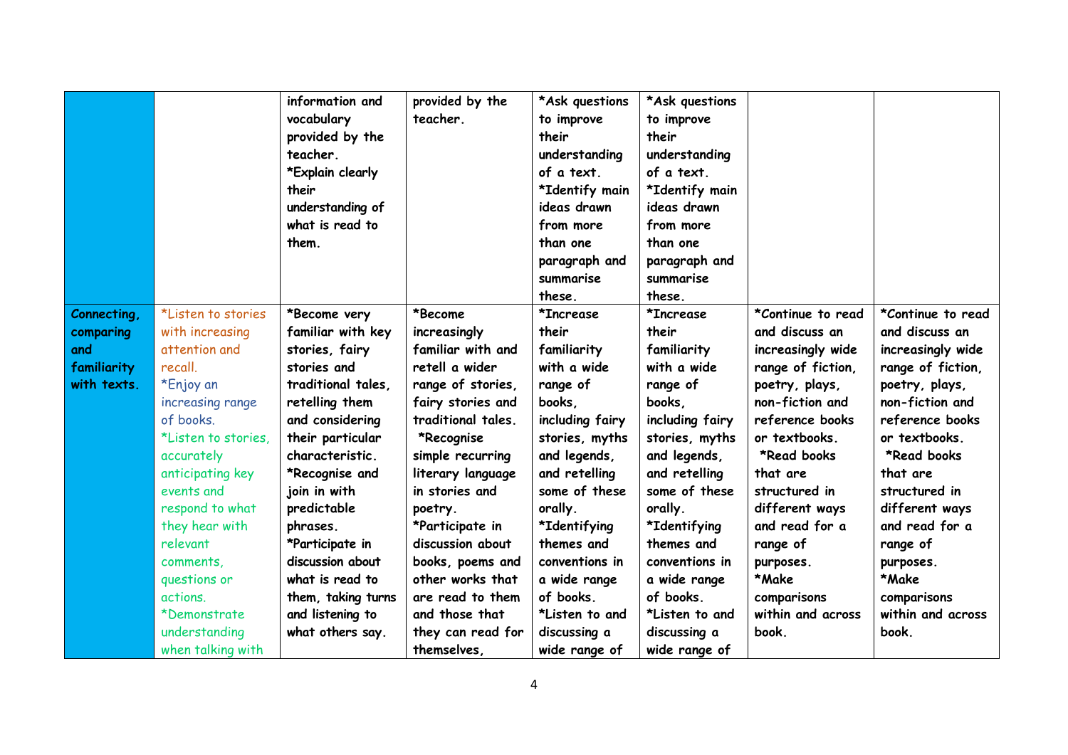| | | | | | | | |
|---|---|---|---|---|---|---|---|
| | | information and vocabulary provided by the teacher. *Explain clearly their understanding of what is read to them. | provided by the teacher. | *Ask questions to improve their understanding of a text. *Identify main ideas drawn from more than one paragraph and summarise these. | *Ask questions to improve their understanding of a text. *Identify main ideas drawn from more than one paragraph and summarise these. | | |
| **Connecting, comparing and familiarity with texts.** | *Listen to stories with increasing attention and recall. *Enjoy an increasing range of books. *Listen to stories, accurately anticipating key events and respond to what they hear with relevant comments, questions or actions. *Demonstrate understanding when talking with | *Become very familiar with key stories, fairy stories and traditional tales, retelling them and considering their particular characteristic. *Recognise and join in with predictable phrases. *Participate in discussion about what is read to them, taking turns and listening to what others say. | *Become increasingly familiar with and retell a wider range of stories, fairy stories and traditional tales. *Recognise simple recurring literary language in stories and poetry. *Participate in discussion about books, poems and other works that are read to them and those that they can read for themselves, | *Increase their familiarity with a wide range of books, including fairy stories, myths and legends, and retelling some of these orally. *Identifying themes and conventions in a wide range of books. *Listen to and discussing a wide range of | *Increase their familiarity with a wide range of books, including fairy stories, myths and legends, and retelling some of these orally. *Identifying themes and conventions in a wide range of books. *Listen to and discussing a wide range of | *Continue to read and discuss an increasingly wide range of fiction, poetry, plays, non-fiction and reference books or textbooks. *Read books that are structured in different ways and read for a range of purposes. *Make comparisons within and across book. | *Continue to read and discuss an increasingly wide range of fiction, poetry, plays, non-fiction and reference books or textbooks. *Read books that are structured in different ways and read for a range of purposes. *Make comparisons within and across book. |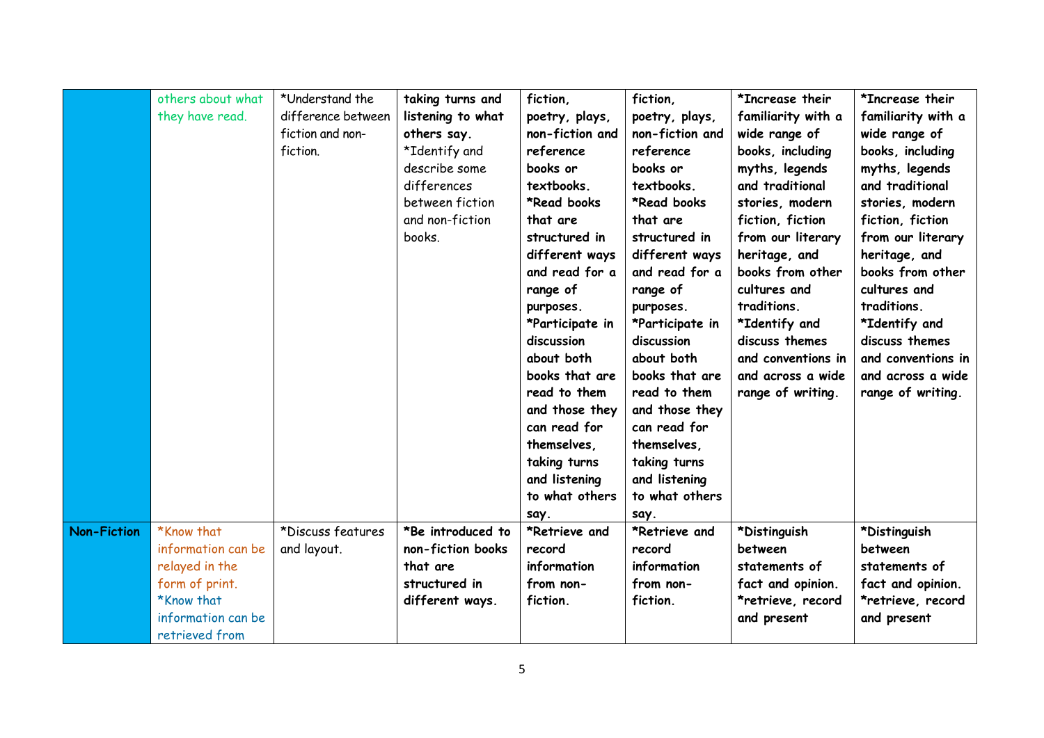| | | | | | | | |
|---|---|---|---|---|---|---|---|
| | others about what they have read. | *Understand the difference between fiction and non-fiction. | **taking turns and listening to what others say.** *Identify and describe some differences between fiction and non-fiction books. | **fiction, poetry, plays, non-fiction and reference books or textbooks. *Read books that are structured in different ways and read for a range of purposes. *Participate in discussion about both books that are read to them and those they can read for themselves, taking turns and listening to what others say.** | **fiction, poetry, plays, non-fiction and reference books or textbooks. *Read books that are structured in different ways and read for a range of purposes. *Participate in discussion about both books that are read to them and those they can read for themselves, taking turns and listening to what others say.** | **\*Increase their familiarity with a wide range of books, including myths, legends and traditional stories, modern fiction, fiction from our literary heritage, and books from other cultures and traditions. *Identify and discuss themes and conventions in and across a wide range of writing.** | **\*Increase their familiarity with a wide range of books, including myths, legends and traditional stories, modern fiction, fiction from our literary heritage, and books from other cultures and traditions. *Identify and discuss themes and conventions in and across a wide range of writing.** |
| **Non-Fiction** | *Know that information can be relayed in the form of print. *Know that information can be retrieved from | *Discuss features and layout. | **\*Be introduced to non-fiction books that are structured in different ways.** | **\*Retrieve and record information from non-fiction.** | **\*Retrieve and record information from non-fiction.** | **\*Distinguish between statements of fact and opinion. *retrieve, record and present** | **\*Distinguish between statements of fact and opinion. *retrieve, record and present** |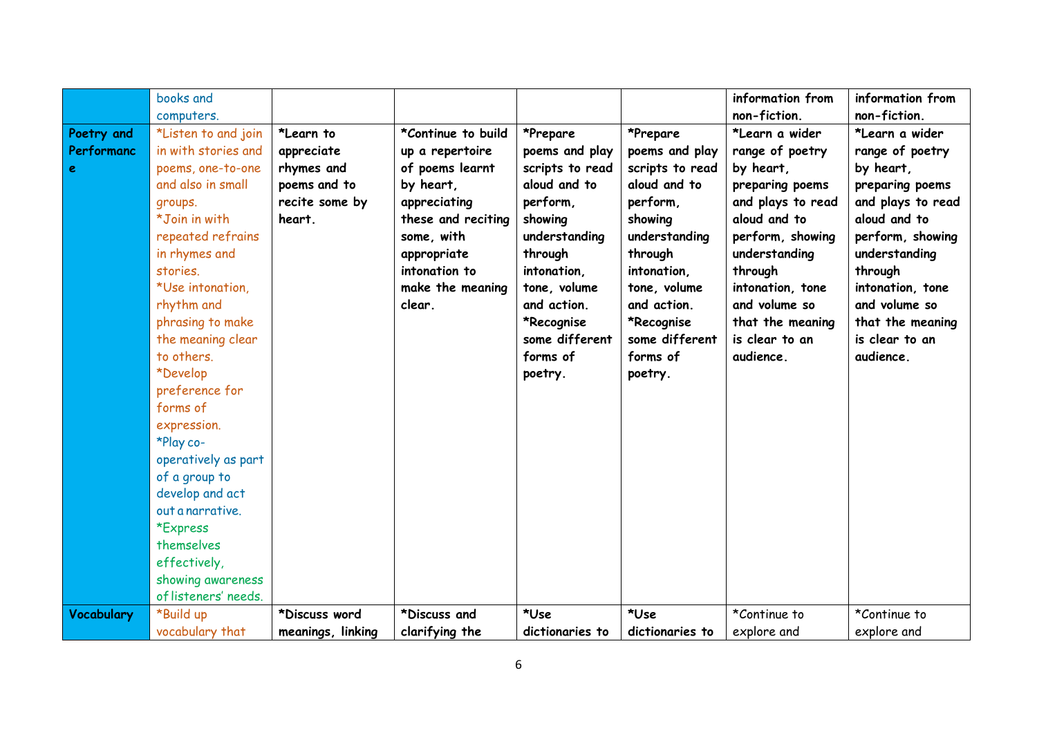| | | | | | | | |
|---|---|---|---|---|---|---|---|
| | books and computers. | | | | | information from non-fiction. | information from non-fiction. |
| **Poetry and Performance** | *Listen to and join in with stories and poems, one-to-one and also in small groups.<br>*Join in with repeated refrains in rhymes and stories.<br>*Use intonation, rhythm and phrasing to make the meaning clear to others.<br>*Develop preference for forms of expression.<br>*Play co-operatively as part of a group to develop and act out a narrative.<br>*Express themselves effectively, showing awareness of listeners' needs. | **\*Learn to appreciate rhymes and poems and to recite some by heart.** | **\*Continue to build up a repertoire of poems learnt by heart, appreciating these and reciting some, with appropriate intonation to make the meaning clear.** | **\*Prepare poems and play scripts to read aloud and to perform, showing understanding through intonation, tone, volume and action.<br>\*Recognise some different forms of poetry.** | **\*Prepare poems and play scripts to read aloud and to perform, showing understanding through intonation, tone, volume and action.<br>\*Recognise some different forms of poetry.** | **\*Learn a wider range of poetry by heart, preparing poems and plays to read aloud and to perform, showing understanding through intonation, tone and volume so that the meaning is clear to an audience.** | **\*Learn a wider range of poetry by heart, preparing poems and plays to read aloud and to perform, showing understanding through intonation, tone and volume so that the meaning is clear to an audience.** |
| **Vocabulary** | *Build up vocabulary that | **\*Discuss word meanings, linking** | **\*Discuss and clarifying the** | **\*Use dictionaries to** | **\*Use dictionaries to** | *Continue to explore and | *Continue to explore and |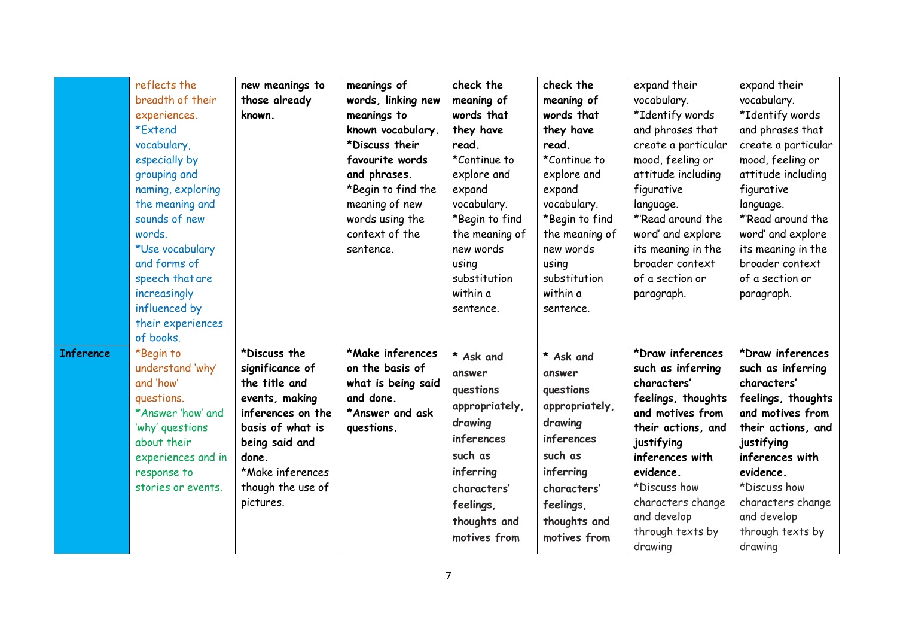| | | | | | | | |
|---|---|---|---|---|---|---|---|
| | reflects the breadth of their experiences. *Extend vocabulary, especially by grouping and naming, exploring the meaning and sounds of new words. *Use vocabulary and forms of speech that are increasingly influenced by their experiences of books. | **new meanings to those already known.** | **meanings of words, linking new meanings to known vocabulary. *Discuss their favourite words and phrases.** *Begin to find the meaning of new words using the context of the sentence. | **check the meaning of words that they have read.** *Continue to explore and expand vocabulary. *Begin to find the meaning of new words using substitution within a sentence. | **check the meaning of words that they have read.** *Continue to explore and expand vocabulary. *Begin to find the meaning of new words using substitution within a sentence. | expand their vocabulary. *Identify words and phrases that create a particular mood, feeling or attitude including figurative language. *'Read around the word' and explore its meaning in the broader context of a section or paragraph. | expand their vocabulary. *Identify words and phrases that create a particular mood, feeling or attitude including figurative language. *'Read around the word' and explore its meaning in the broader context of a section or paragraph. |
| **Inference** | *Begin to understand 'why' and 'how' questions. *Answer 'how' and 'why' questions about their experiences and in response to stories or events. | **\*Discuss the significance of the title and events, making inferences on the basis of what is being said and done.** *Make inferences though the use of pictures. | **\*Make inferences on the basis of what is being said and done. *Answer and ask questions.** | * Ask and answer questions appropriately, drawing inferences such as inferring characters' feelings, thoughts and motives from | * Ask and answer questions appropriately, drawing inferences such as inferring characters' feelings, thoughts and motives from | **\*Draw inferences such as inferring characters' feelings, thoughts and motives from their actions, and justifying inferences with evidence.** *Discuss how characters change and develop through texts by drawing | **\*Draw inferences such as inferring characters' feelings, thoughts and motives from their actions, and justifying inferences with evidence.** *Discuss how characters change and develop through texts by drawing |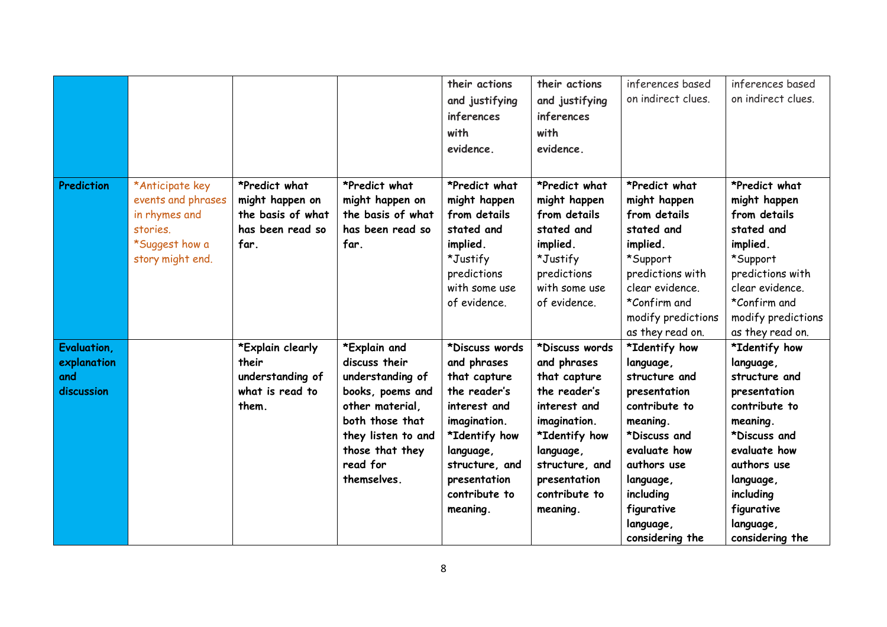| | | | | | | | |
|---|---|---|---|---|---|---|---|
| | | | | their actions and justifying inferences with evidence. | their actions and justifying inferences with evidence. | inferences based on indirect clues. | inferences based on indirect clues. |
| **Prediction** | *Anticipate key events and phrases in rhymes and stories. *Suggest how a story might end. | **\*Predict what might happen on the basis of what has been read so far.** | **\*Predict what might happen on the basis of what has been read so far.** | **\*Predict what might happen from details stated and implied.** *Justify predictions with some use of evidence. | **\*Predict what might happen from details stated and implied.** *Justify predictions with some use of evidence. | **\*Predict what might happen from details stated and implied.** *Support predictions with clear evidence. *Confirm and modify predictions as they read on. | **\*Predict what might happen from details stated and implied.** *Support predictions with clear evidence. *Confirm and modify predictions as they read on. |
| **Evaluation, explanation and discussion** | | **\*Explain clearly their understanding of what is read to them.** | **\*Explain and discuss their understanding of books, poems and other material, both those that they listen to and those that they read for themselves.** | **\*Discuss words and phrases that capture the reader's interest and imagination. \*Identify how language, structure, and presentation contribute to meaning.** | **\*Discuss words and phrases that capture the reader's interest and imagination. \*Identify how language, structure, and presentation contribute to meaning.** | **\*Identify how language, structure and presentation contribute to meaning. \*Discuss and evaluate how authors use language, including figurative language, considering the** | **\*Identify how language, structure and presentation contribute to meaning. \*Discuss and evaluate how authors use language, including figurative language, considering the** |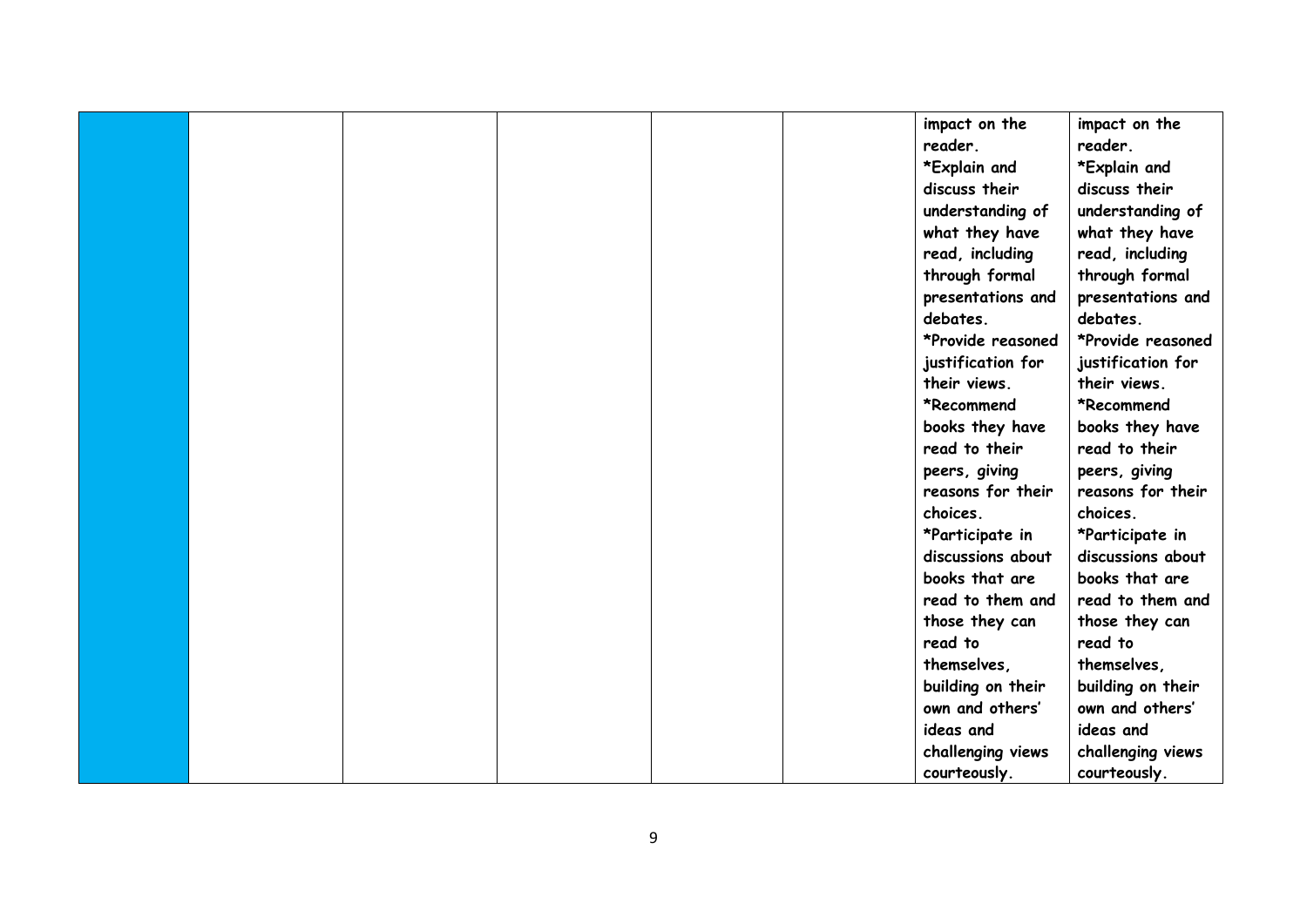| | | | | | | | |
|---|---|---|---|---|---|---|---|
| | | | | | | impact on the reader.<br>*Explain and discuss their understanding of what they have read, including through formal presentations and debates.<br>*Provide reasoned justification for their views.<br>*Recommend books they have read to their peers, giving reasons for their choices.<br>*Participate in discussions about books that are read to them and those they can read to themselves, building on their own and others' ideas and challenging views courteously. | impact on the reader.<br>*Explain and discuss their understanding of what they have read, including through formal presentations and debates.<br>*Provide reasoned justification for their views.<br>*Recommend books they have read to their peers, giving reasons for their choices.<br>*Participate in discussions about books that are read to them and those they can read to themselves, building on their own and others' ideas and challenging views courteously. |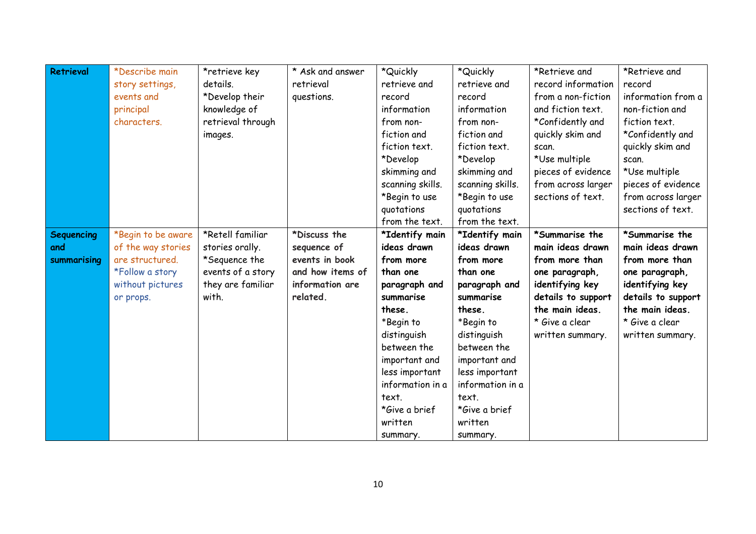| | | | | | | | |
|---|---|---|---|---|---|---|---|
| **Retrieval** | *Describe main story settings, events and principal characters. | *retrieve key details. *Develop their knowledge of retrieval through images. | * Ask and answer retrieval questions. | *Quickly retrieve and record information from non-fiction and fiction text. *Develop skimming and scanning skills. *Begin to use quotations from the text. | *Quickly retrieve and record information from non-fiction and fiction text. *Develop skimming and scanning skills. *Begin to use quotations from the text. | *Retrieve and record information from a non-fiction and fiction text. *Confidently and quickly skim and scan. *Use multiple pieces of evidence from across larger sections of text. | *Retrieve and record information from a non-fiction and fiction text. *Confidently and quickly skim and scan. *Use multiple pieces of evidence from across larger sections of text. |
| **Sequencing and summarising** | *Begin to be aware of the way stories are structured. *Follow a story without pictures or props. | *Retell familiar stories orally. *Sequence the events of a story they are familiar with. | **\*Discuss the sequence of events in book and how items of information are related.** | **\*Identify main ideas drawn from more than one paragraph and summarise these.** *Begin to distinguish between the important and less important information in a text. *Give a brief written summary. | **\*Identify main ideas drawn from more than one paragraph and summarise these.** *Begin to distinguish between the important and less important information in a text. *Give a brief written summary. | **\*Summarise the main ideas drawn from more than one paragraph, identifying key details to support the main ideas.** * Give a clear written summary. | **\*Summarise the main ideas drawn from more than one paragraph, identifying key details to support the main ideas.** * Give a clear written summary. |